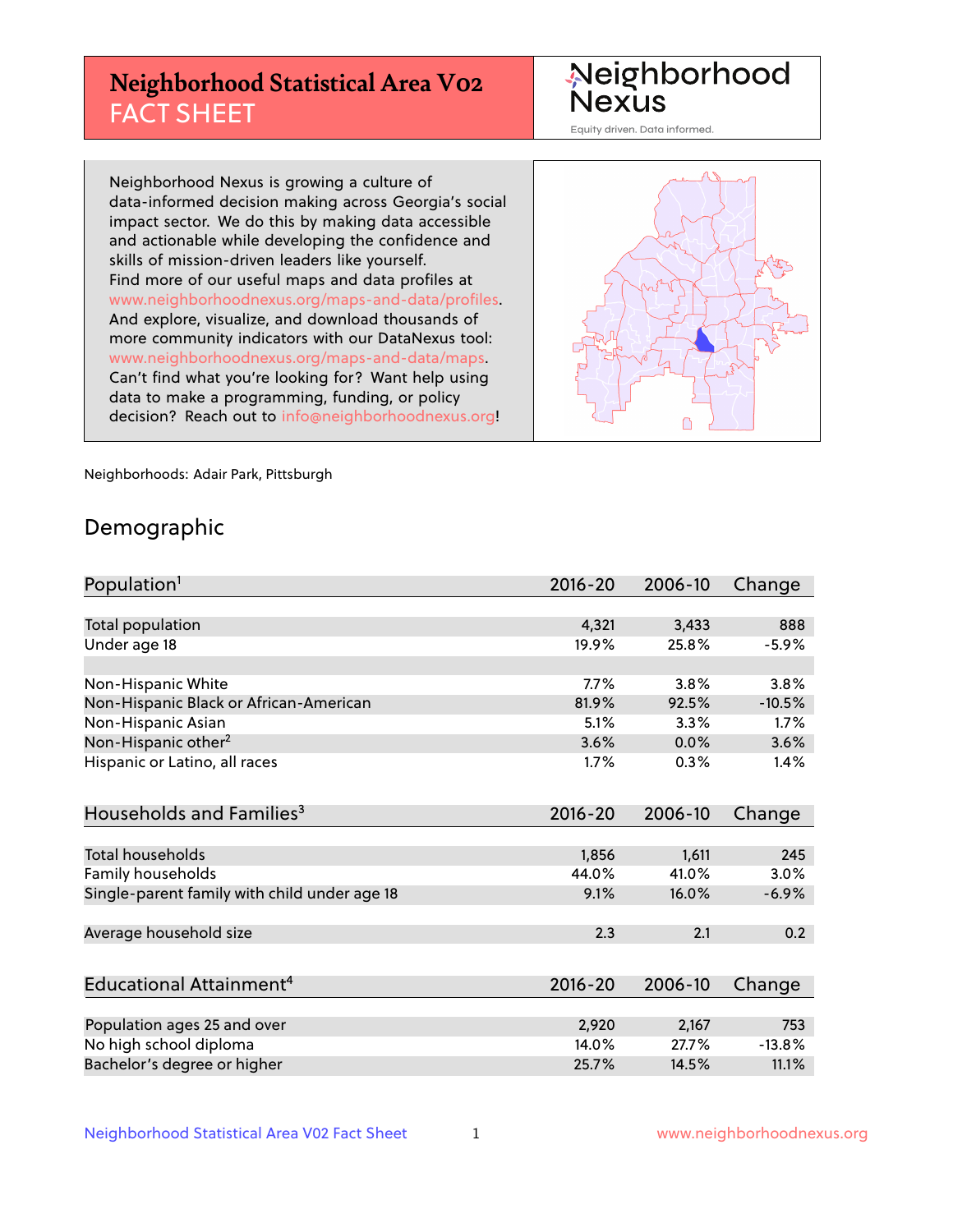# Neighborhood Statistical Area V02 FACT SHEET

Neighborhood Nexus

Equity driven. Data informed.

Neighborhood Nexus is growing a culture of data-informed decision making across Georgia's social impact sector. We do this by making data accessible and actionable while developing the confidence and skills of mission-driven leaders like yourself. Find more of our useful maps and data profiles at www.neighborhoodnexus.org/maps-and-data/profiles. And explore, visualize, and download thousands of more community indicators with our DataNexus tool: www.neighborhoodnexus.org/maps-and-data/maps. Can't find what you're looking for? Want help using data to make a programming, funding, or policy decision? Reach out to info@neighborhoodnexus.org!

Neighborhoods: Adair Park, Pittsburgh

## Demographic

| Population[1] | 2016-20 | 2006-10 | Change |
|---|---|---|---|
| Total population | 4,321 | 3,433 | 888 |
| Under age 18 | 19.9% | 25.8% | -5.9% |
| | | | |
| Non-Hispanic White | 7.7% | 3.8% | 3.8% |
| Non-Hispanic Black or African-American | 81.9% | 92.5% | -10.5% |
| Non-Hispanic Asian | 5.1% | 3.3% | 1.7% |
| Non-Hispanic other[2] | 3.6% | 0.0% | 3.6% |
| Hispanic or Latino, all races | 1.7% | 0.3% | 1.4% |

| Households and Families[3] | 2016-20 | 2006-10 | Change |
|---|---|---|---|
| Total households | 1,856 | 1,611 | 245 |
| Family households | 44.0% | 41.0% | 3.0% |
| Single-parent family with child under age 18 | 9.1% | 16.0% | -6.9% |
| | | | |
| Average household size | 2.3 | 2.1 | 0.2 |

| Educational Attainment[4] | 2016-20 | 2006-10 | Change |
|---|---|---|---|
| Population ages 25 and over | 2,920 | 2,167 | 753 |
| No high school diploma | 14.0% | 27.7% | -13.8% |
| Bachelor's degree or higher | 25.7% | 14.5% | 11.1% |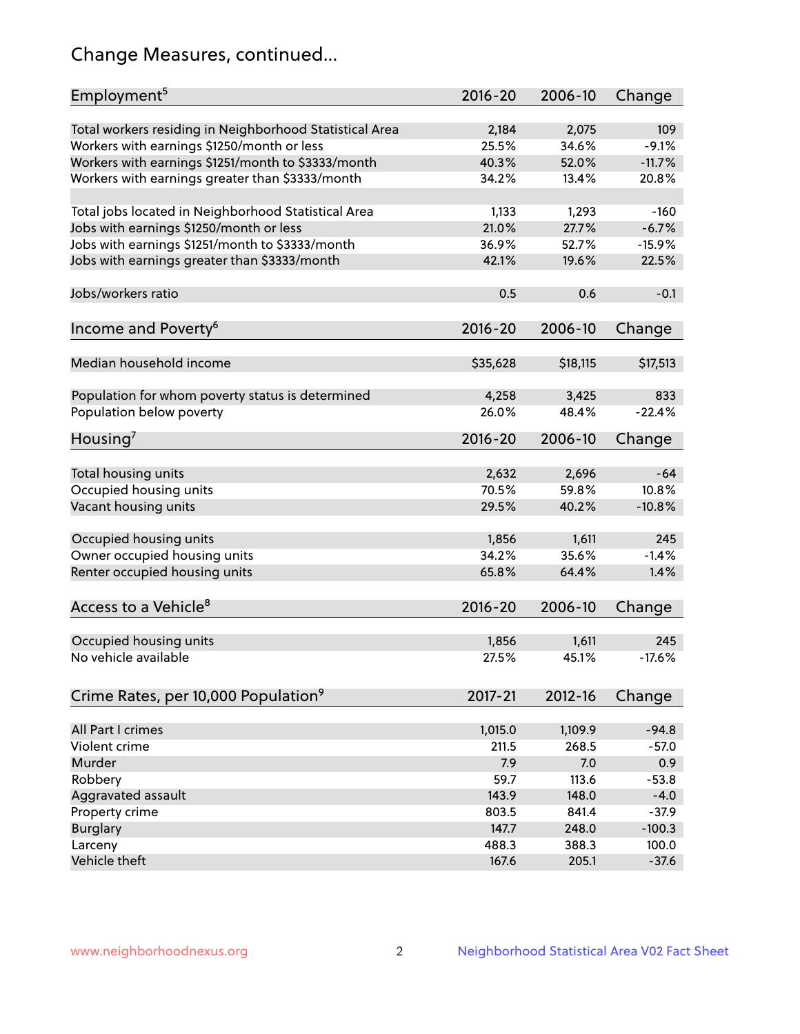# Change Measures, continued...

| Employment[5] | 2016-20 | 2006-10 | Change |
|---|---|---|---|
| Total workers residing in Neighborhood Statistical Area | 2,184 | 2,075 | 109 |
| Workers with earnings $1250/month or less | 25.5% | 34.6% | -9.1% |
| Workers with earnings $1251/month to $3333/month | 40.3% | 52.0% | -11.7% |
| Workers with earnings greater than $3333/month | 34.2% | 13.4% | 20.8% |
| | | | |
| Total jobs located in Neighborhood Statistical Area | 1,133 | 1,293 | -160 |
| Jobs with earnings $1250/month or less | 21.0% | 27.7% | -6.7% |
| Jobs with earnings $1251/month to $3333/month | 36.9% | 52.7% | -15.9% |
| Jobs with earnings greater than $3333/month | 42.1% | 19.6% | 22.5% |
| | | | |
| Jobs/workers ratio | 0.5 | 0.6 | -0.1 |

| Income and Poverty[6] | 2016-20 | 2006-10 | Change |
|---|---|---|---|
| Median household income | $35,628 | $18,115 | $17,513 |
| | | | |
| Population for whom poverty status is determined | 4,258 | 3,425 | 833 |
| Population below poverty | 26.0% | 48.4% | -22.4% |

| Housing[7] | 2016-20 | 2006-10 | Change |
|---|---|---|---|
| Total housing units | 2,632 | 2,696 | -64 |
| Occupied housing units | 70.5% | 59.8% | 10.8% |
| Vacant housing units | 29.5% | 40.2% | -10.8% |
| | | | |
| Occupied housing units | 1,856 | 1,611 | 245 |
| Owner occupied housing units | 34.2% | 35.6% | -1.4% |
| Renter occupied housing units | 65.8% | 64.4% | 1.4% |

| Access to a Vehicle[8] | 2016-20 | 2006-10 | Change |
|---|---|---|---|
| Occupied housing units | 1,856 | 1,611 | 245 |
| No vehicle available | 27.5% | 45.1% | -17.6% |

| Crime Rates, per 10,000 Population[9] | 2017-21 | 2012-16 | Change |
|---|---|---|---|
| All Part I crimes | 1,015.0 | 1,109.9 | -94.8 |
| Violent crime | 211.5 | 268.5 | -57.0 |
| Murder | 7.9 | 7.0 | 0.9 |
| Robbery | 59.7 | 113.6 | -53.8 |
| Aggravated assault | 143.9 | 148.0 | -4.0 |
| Property crime | 803.5 | 841.4 | -37.9 |
| Burglary | 147.7 | 248.0 | -100.3 |
| Larceny | 488.3 | 388.3 | 100.0 |
| Vehicle theft | 167.6 | 205.1 | -37.6 |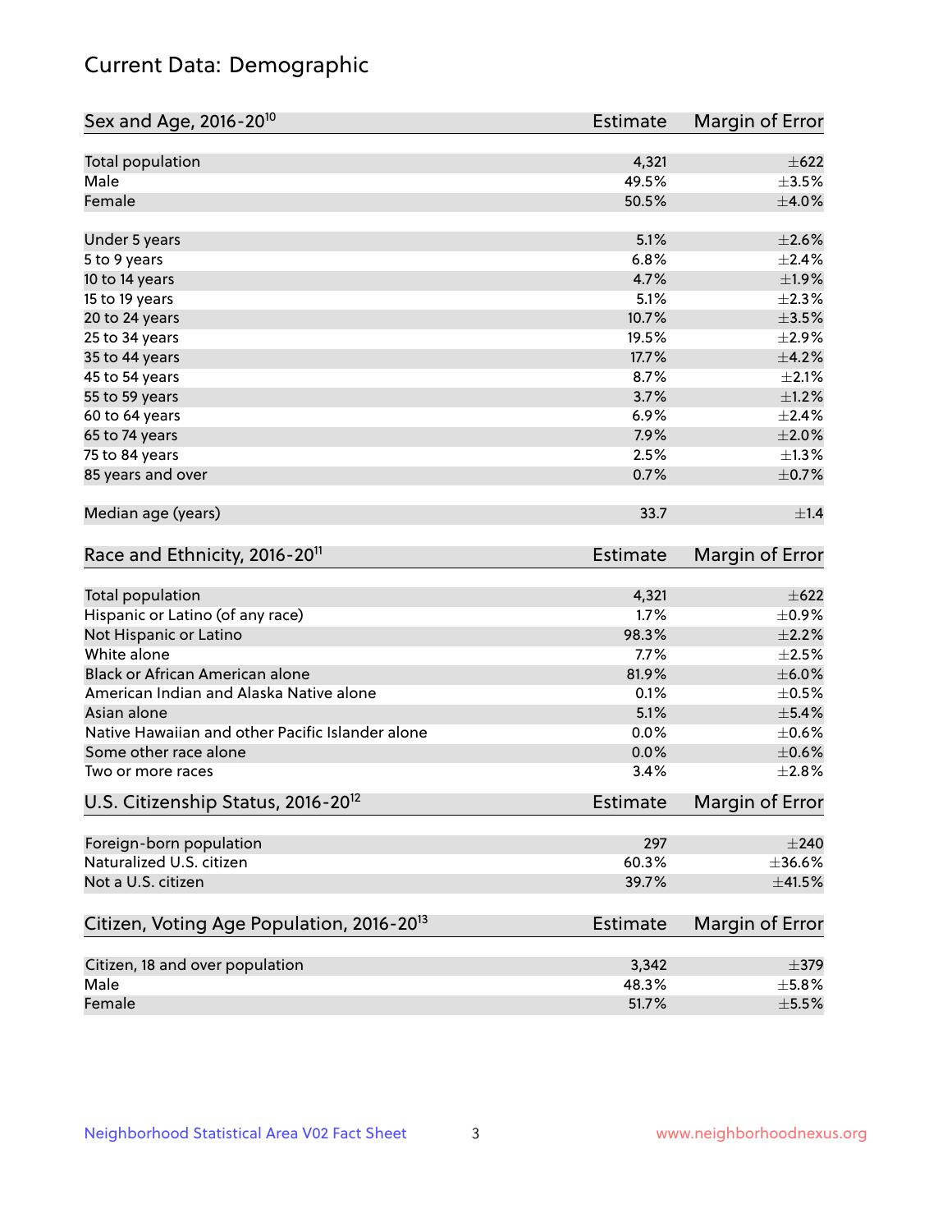# Current Data: Demographic

| Sex and Age, 2016-20[10] | Estimate | Margin of Error |
|---|---|---|
| Total population | 4,321 | ±622 |
| Male | 49.5% | ±3.5% |
| Female | 50.5% | ±4.0% |
| Under 5 years | 5.1% | ±2.6% |
| 5 to 9 years | 6.8% | ±2.4% |
| 10 to 14 years | 4.7% | ±1.9% |
| 15 to 19 years | 5.1% | ±2.3% |
| 20 to 24 years | 10.7% | ±3.5% |
| 25 to 34 years | 19.5% | ±2.9% |
| 35 to 44 years | 17.7% | ±4.2% |
| 45 to 54 years | 8.7% | ±2.1% |
| 55 to 59 years | 3.7% | ±1.2% |
| 60 to 64 years | 6.9% | ±2.4% |
| 65 to 74 years | 7.9% | ±2.0% |
| 75 to 84 years | 2.5% | ±1.3% |
| 85 years and over | 0.7% | ±0.7% |
| Median age (years) | 33.7 | ±1.4 |

| Race and Ethnicity, 2016-20[11] | Estimate | Margin of Error |
|---|---|---|
| Total population | 4,321 | ±622 |
| Hispanic or Latino (of any race) | 1.7% | ±0.9% |
| Not Hispanic or Latino | 98.3% | ±2.2% |
| White alone | 7.7% | ±2.5% |
| Black or African American alone | 81.9% | ±6.0% |
| American Indian and Alaska Native alone | 0.1% | ±0.5% |
| Asian alone | 5.1% | ±5.4% |
| Native Hawaiian and other Pacific Islander alone | 0.0% | ±0.6% |
| Some other race alone | 0.0% | ±0.6% |
| Two or more races | 3.4% | ±2.8% |

| U.S. Citizenship Status, 2016-20[12] | Estimate | Margin of Error |
|---|---|---|
| Foreign-born population | 297 | ±240 |
| Naturalized U.S. citizen | 60.3% | ±36.6% |
| Not a U.S. citizen | 39.7% | ±41.5% |

| Citizen, Voting Age Population, 2016-20[13] | Estimate | Margin of Error |
|---|---|---|
| Citizen, 18 and over population | 3,342 | ±379 |
| Male | 48.3% | ±5.8% |
| Female | 51.7% | ±5.5% |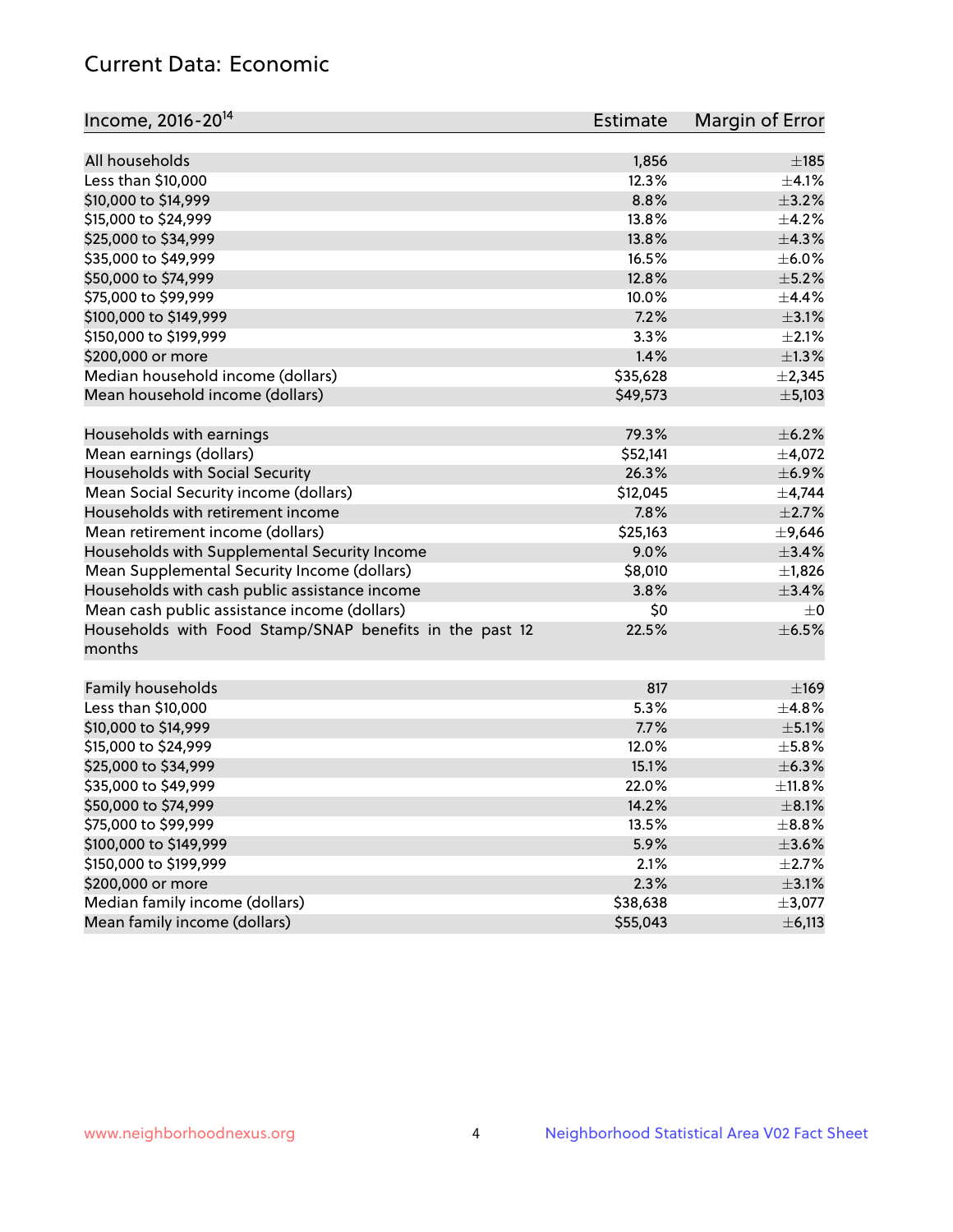## Current Data: Economic

| Income, 2016-20[14] | Estimate | Margin of Error |
|---|---|---|
| All households | 1,856 | ±185 |
| Less than $10,000 | 12.3% | ±4.1% |
| $10,000 to $14,999 | 8.8% | ±3.2% |
| $15,000 to $24,999 | 13.8% | ±4.2% |
| $25,000 to $34,999 | 13.8% | ±4.3% |
| $35,000 to $49,999 | 16.5% | ±6.0% |
| $50,000 to $74,999 | 12.8% | ±5.2% |
| $75,000 to $99,999 | 10.0% | ±4.4% |
| $100,000 to $149,999 | 7.2% | ±3.1% |
| $150,000 to $199,999 | 3.3% | ±2.1% |
| $200,000 or more | 1.4% | ±1.3% |
| Median household income (dollars) | $35,628 | ±2,345 |
| Mean household income (dollars) | $49,573 | ±5,103 |
| | | |
| Households with earnings | 79.3% | ±6.2% |
| Mean earnings (dollars) | $52,141 | ±4,072 |
| Households with Social Security | 26.3% | ±6.9% |
| Mean Social Security income (dollars) | $12,045 | ±4,744 |
| Households with retirement income | 7.8% | ±2.7% |
| Mean retirement income (dollars) | $25,163 | ±9,646 |
| Households with Supplemental Security Income | 9.0% | ±3.4% |
| Mean Supplemental Security Income (dollars) | $8,010 | ±1,826 |
| Households with cash public assistance income | 3.8% | ±3.4% |
| Mean cash public assistance income (dollars) | $0 | ±0 |
| Households with Food Stamp/SNAP benefits in the past 12 months | 22.5% | ±6.5% |
| | | |
| Family households | 817 | ±169 |
| Less than $10,000 | 5.3% | ±4.8% |
| $10,000 to $14,999 | 7.7% | ±5.1% |
| $15,000 to $24,999 | 12.0% | ±5.8% |
| $25,000 to $34,999 | 15.1% | ±6.3% |
| $35,000 to $49,999 | 22.0% | ±11.8% |
| $50,000 to $74,999 | 14.2% | ±8.1% |
| $75,000 to $99,999 | 13.5% | ±8.8% |
| $100,000 to $149,999 | 5.9% | ±3.6% |
| $150,000 to $199,999 | 2.1% | ±2.7% |
| $200,000 or more | 2.3% | ±3.1% |
| Median family income (dollars) | $38,638 | ±3,077 |
| Mean family income (dollars) | $55,043 | ±6,113 |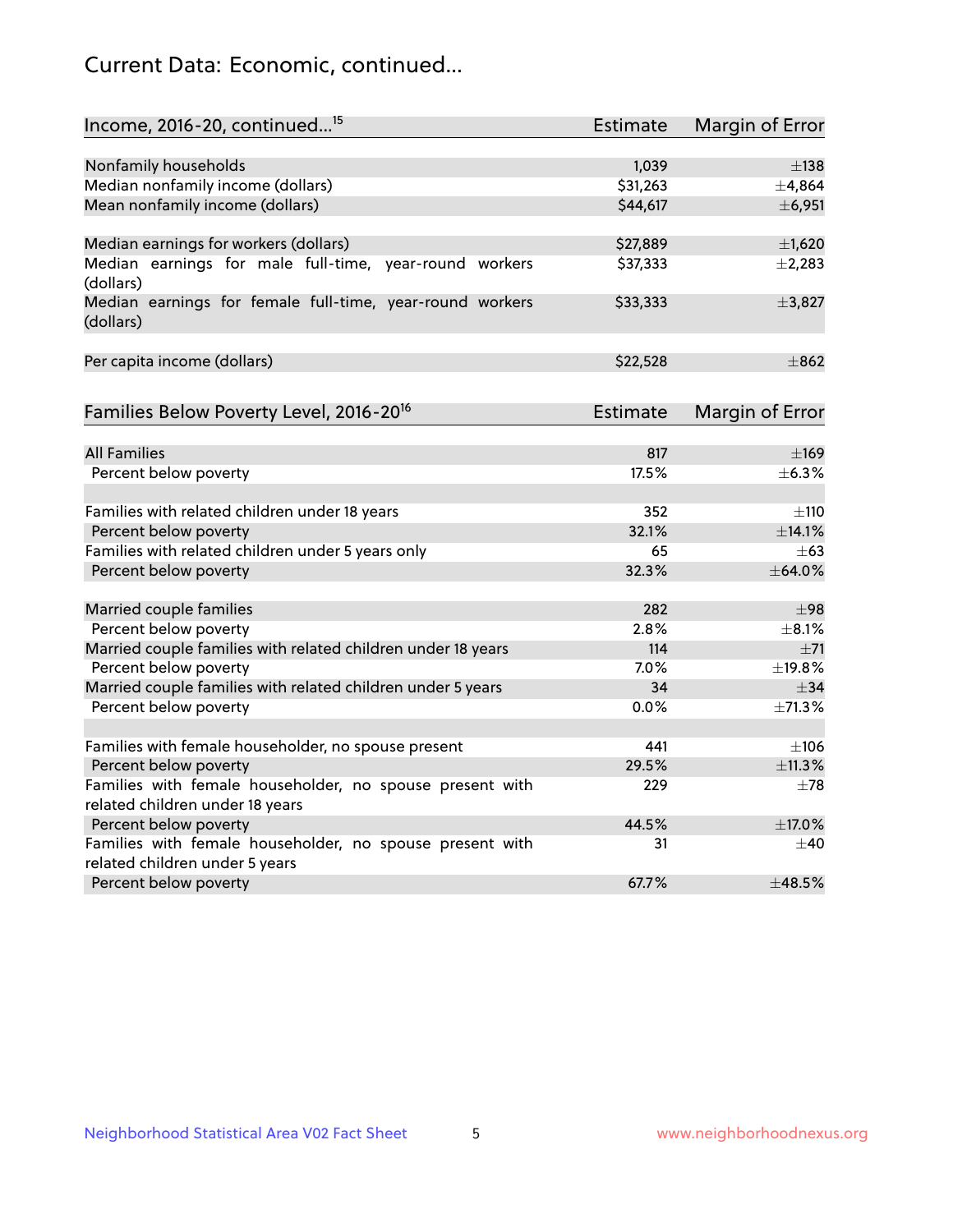## Current Data: Economic, continued...

| Income, 2016-20, continued...[15] | Estimate | Margin of Error |
|---|---|---|
| Nonfamily households | 1,039 | ±138 |
| Median nonfamily income (dollars) | $31,263 | ±4,864 |
| Mean nonfamily income (dollars) | $44,617 | ±6,951 |
| | | |
| Median earnings for workers (dollars) | $27,889 | ±1,620 |
| Median earnings for male full-time, year-round workers (dollars) | $37,333 | ±2,283 |
| Median earnings for female full-time, year-round workers (dollars) | $33,333 | ±3,827 |
| | | |
| Per capita income (dollars) | $22,528 | ±862 |

| Families Below Poverty Level, 2016-20[16] | Estimate | Margin of Error |
|---|---|---|
| All Families | 817 | ±169 |
| Percent below poverty | 17.5% | ±6.3% |
| | | |
| Families with related children under 18 years | 352 | ±110 |
| Percent below poverty | 32.1% | ±14.1% |
| Families with related children under 5 years only | 65 | ±63 |
| Percent below poverty | 32.3% | ±64.0% |
| | | |
| Married couple families | 282 | ±98 |
| Percent below poverty | 2.8% | ±8.1% |
| Married couple families with related children under 18 years | 114 | ±71 |
| Percent below poverty | 7.0% | ±19.8% |
| Married couple families with related children under 5 years | 34 | ±34 |
| Percent below poverty | 0.0% | ±71.3% |
| | | |
| Families with female householder, no spouse present | 441 | ±106 |
| Percent below poverty | 29.5% | ±11.3% |
| Families with female householder, no spouse present with related children under 18 years | 229 | ±78 |
| Percent below poverty | 44.5% | ±17.0% |
| Families with female householder, no spouse present with related children under 5 years | 31 | ±40 |
| Percent below poverty | 67.7% | ±48.5% |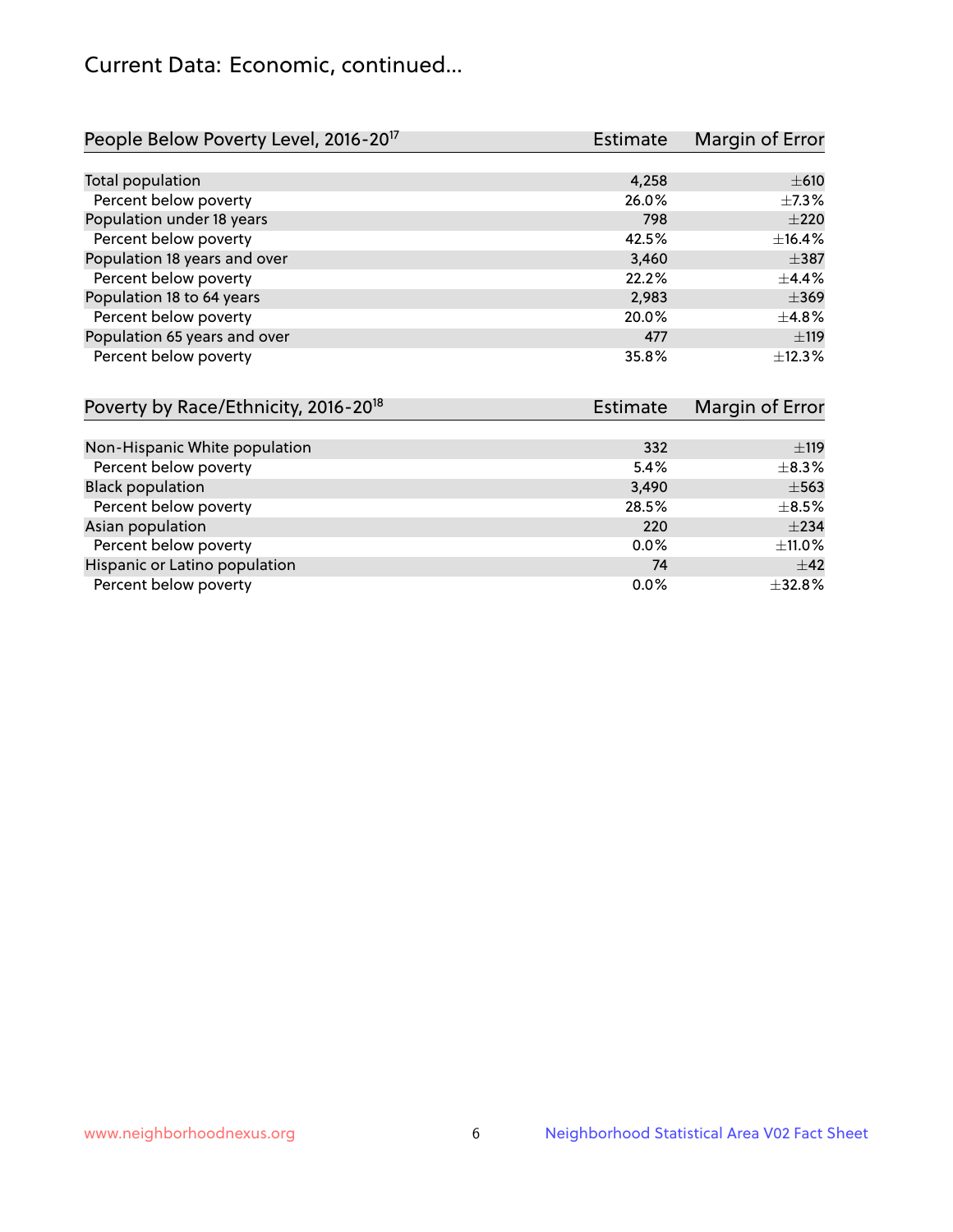# Current Data: Economic, continued...

| People Below Poverty Level, 2016-20[17] | Estimate | Margin of Error |
|---|---|---|
| Total population | 4,258 | ±610 |
| Percent below poverty | 26.0% | ±7.3% |
| Population under 18 years | 798 | ±220 |
| Percent below poverty | 42.5% | ±16.4% |
| Population 18 years and over | 3,460 | ±387 |
| Percent below poverty | 22.2% | ±4.4% |
| Population 18 to 64 years | 2,983 | ±369 |
| Percent below poverty | 20.0% | ±4.8% |
| Population 65 years and over | 477 | ±119 |
| Percent below poverty | 35.8% | ±12.3% |

| Poverty by Race/Ethnicity, 2016-20[18] | Estimate | Margin of Error |
|---|---|---|
| Non-Hispanic White population | 332 | ±119 |
| Percent below poverty | 5.4% | ±8.3% |
| Black population | 3,490 | ±563 |
| Percent below poverty | 28.5% | ±8.5% |
| Asian population | 220 | ±234 |
| Percent below poverty | 0.0% | ±11.0% |
| Hispanic or Latino population | 74 | ±42 |
| Percent below poverty | 0.0% | ±32.8% |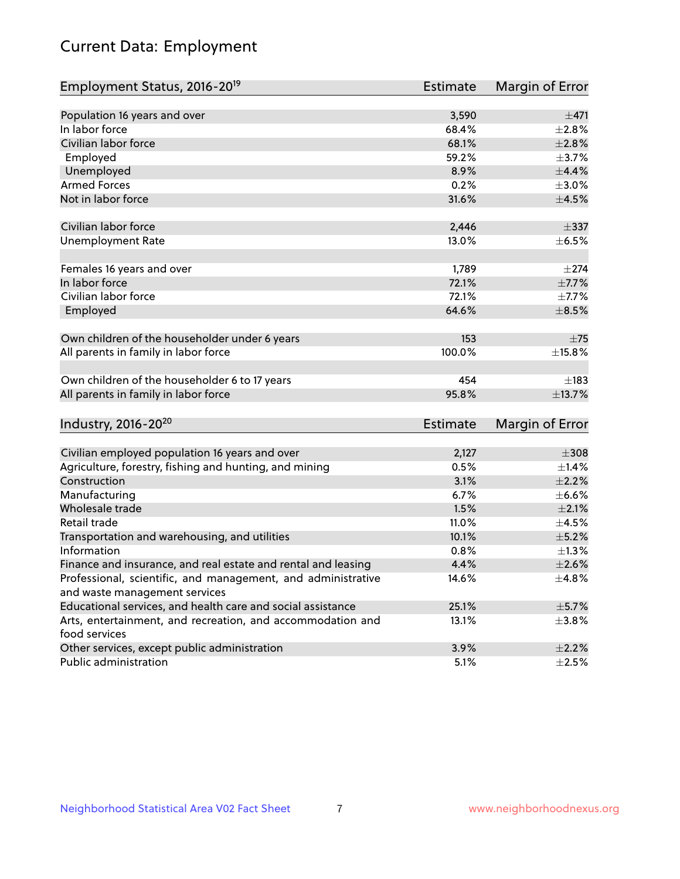# Current Data: Employment

| Employment Status, 2016-20[19] | Estimate | Margin of Error |
| --- | --- | --- |
| Population 16 years and over | 3,590 | ±471 |
| In labor force | 68.4% | ±2.8% |
| Civilian labor force | 68.1% | ±2.8% |
| Employed | 59.2% | ±3.7% |
| Unemployed | 8.9% | ±4.4% |
| Armed Forces | 0.2% | ±3.0% |
| Not in labor force | 31.6% | ±4.5% |
| | | |
| Civilian labor force | 2,446 | ±337 |
| Unemployment Rate | 13.0% | ±6.5% |
| | | |
| Females 16 years and over | 1,789 | ±274 |
| In labor force | 72.1% | ±7.7% |
| Civilian labor force | 72.1% | ±7.7% |
| Employed | 64.6% | ±8.5% |
| | | |
| Own children of the householder under 6 years | 153 | ±75 |
| All parents in family in labor force | 100.0% | ±15.8% |
| | | |
| Own children of the householder 6 to 17 years | 454 | ±183 |
| All parents in family in labor force | 95.8% | ±13.7% |

| Industry, 2016-20[20] | Estimate | Margin of Error |
| --- | --- | --- |
| Civilian employed population 16 years and over | 2,127 | ±308 |
| Agriculture, forestry, fishing and hunting, and mining | 0.5% | ±1.4% |
| Construction | 3.1% | ±2.2% |
| Manufacturing | 6.7% | ±6.6% |
| Wholesale trade | 1.5% | ±2.1% |
| Retail trade | 11.0% | ±4.5% |
| Transportation and warehousing, and utilities | 10.1% | ±5.2% |
| Information | 0.8% | ±1.3% |
| Finance and insurance, and real estate and rental and leasing | 4.4% | ±2.6% |
| Professional, scientific, and management, and administrative and waste management services | 14.6% | ±4.8% |
| Educational services, and health care and social assistance | 25.1% | ±5.7% |
| Arts, entertainment, and recreation, and accommodation and food services | 13.1% | ±3.8% |
| Other services, except public administration | 3.9% | ±2.2% |
| Public administration | 5.1% | ±2.5% |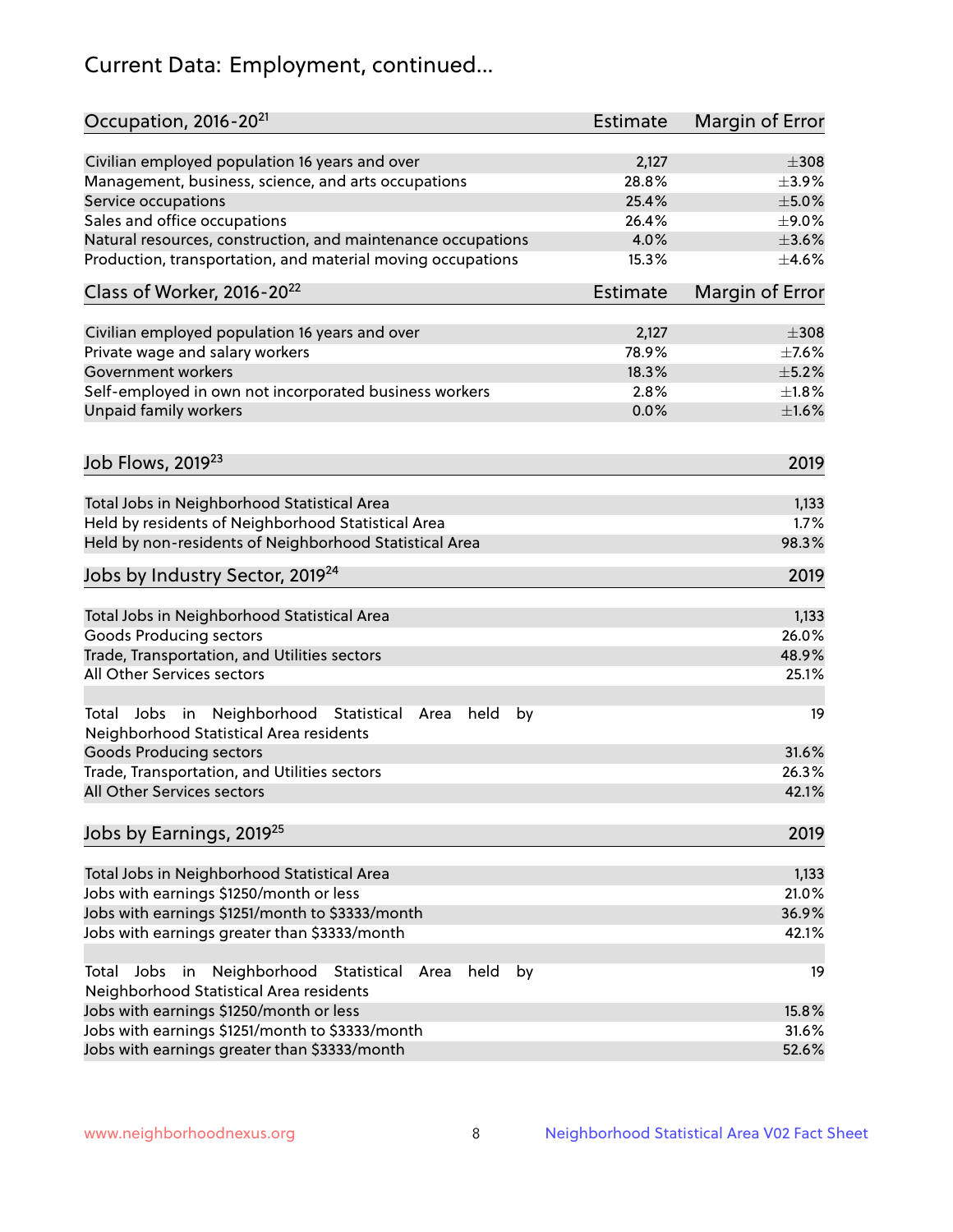# Current Data: Employment, continued...

| Occupation, 2016-20[21] | Estimate | Margin of Error |
|---|---|---|
| Civilian employed population 16 years and over | 2,127 | ±308 |
| Management, business, science, and arts occupations | 28.8% | ±3.9% |
| Service occupations | 25.4% | ±5.0% |
| Sales and office occupations | 26.4% | ±9.0% |
| Natural resources, construction, and maintenance occupations | 4.0% | ±3.6% |
| Production, transportation, and material moving occupations | 15.3% | ±4.6% |

| Class of Worker, 2016-20[22] | Estimate | Margin of Error |
|---|---|---|
| Civilian employed population 16 years and over | 2,127 | ±308 |
| Private wage and salary workers | 78.9% | ±7.6% |
| Government workers | 18.3% | ±5.2% |
| Self-employed in own not incorporated business workers | 2.8% | ±1.8% |
| Unpaid family workers | 0.0% | ±1.6% |

| Job Flows, 2019[23] | 2019 |
|---|---|
| Total Jobs in Neighborhood Statistical Area | 1,133 |
| Held by residents of Neighborhood Statistical Area | 1.7% |
| Held by non-residents of Neighborhood Statistical Area | 98.3% |

| Jobs by Industry Sector, 2019[24] | 2019 |
|---|---|
| Total Jobs in Neighborhood Statistical Area | 1,133 |
| Goods Producing sectors | 26.0% |
| Trade, Transportation, and Utilities sectors | 48.9% |
| All Other Services sectors | 25.1% |
| | |
| Total Jobs in Neighborhood Statistical Area held by Neighborhood Statistical Area residents | 19 |
| Goods Producing sectors | 31.6% |
| Trade, Transportation, and Utilities sectors | 26.3% |
| All Other Services sectors | 42.1% |

| Jobs by Earnings, 2019[25] | 2019 |
|---|---|
| Total Jobs in Neighborhood Statistical Area | 1,133 |
| Jobs with earnings $1250/month or less | 21.0% |
| Jobs with earnings $1251/month to $3333/month | 36.9% |
| Jobs with earnings greater than $3333/month | 42.1% |
| | |
| Total Jobs in Neighborhood Statistical Area held by Neighborhood Statistical Area residents | 19 |
| Jobs with earnings $1250/month or less | 15.8% |
| Jobs with earnings $1251/month to $3333/month | 31.6% |
| Jobs with earnings greater than $3333/month | 52.6% |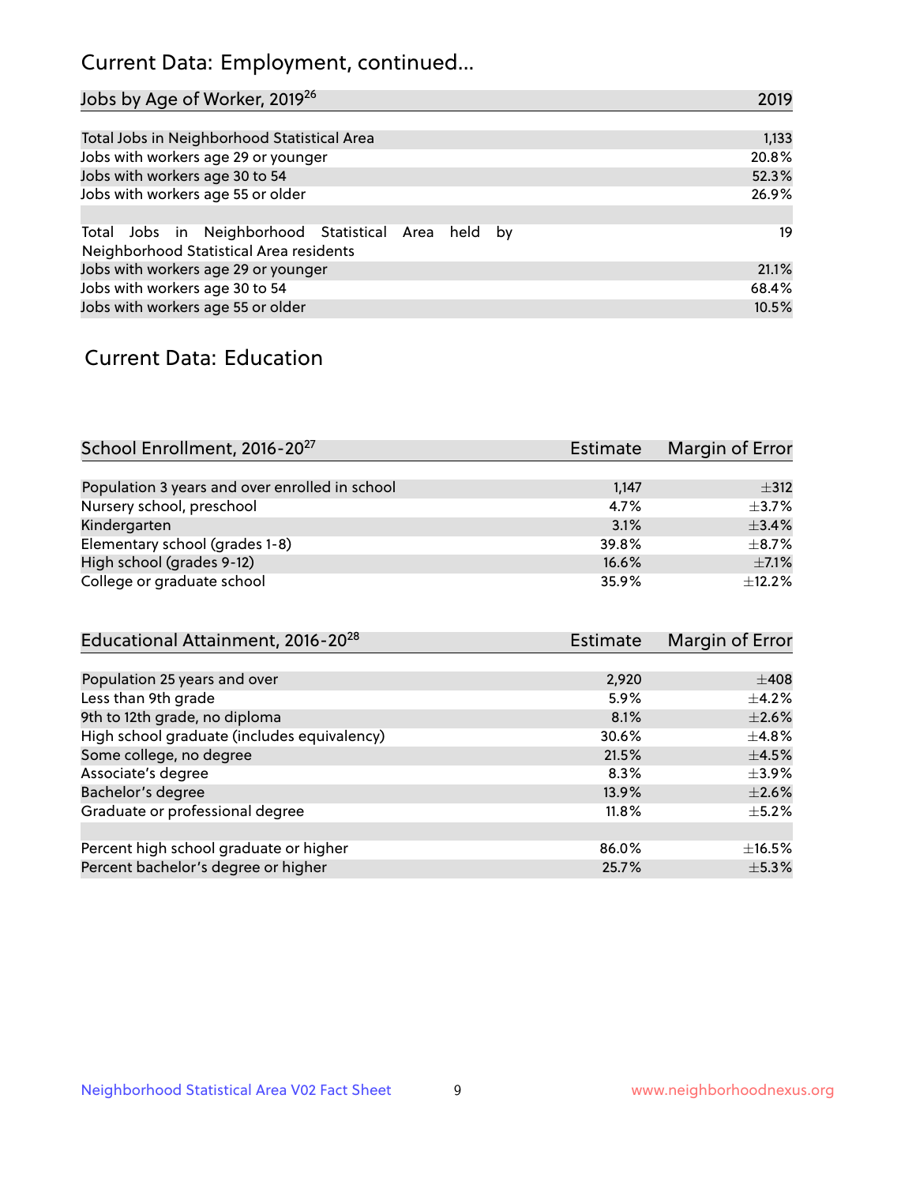## Current Data: Employment, continued...

| Jobs by Age of Worker, 2019[26] | 2019 |
|---|---|
| Total Jobs in Neighborhood Statistical Area | 1,133 |
| Jobs with workers age 29 or younger | 20.8% |
| Jobs with workers age 30 to 54 | 52.3% |
| Jobs with workers age 55 or older | 26.9% |
| | |
| Total Jobs in Neighborhood Statistical Area held by Neighborhood Statistical Area residents | 19 |
| Jobs with workers age 29 or younger | 21.1% |
| Jobs with workers age 30 to 54 | 68.4% |
| Jobs with workers age 55 or older | 10.5% |

## Current Data: Education

| School Enrollment, 2016-20[27] | Estimate | Margin of Error |
|---|---|---|
| Population 3 years and over enrolled in school | 1,147 | ±312 |
| Nursery school, preschool | 4.7% | ±3.7% |
| Kindergarten | 3.1% | ±3.4% |
| Elementary school (grades 1-8) | 39.8% | ±8.7% |
| High school (grades 9-12) | 16.6% | ±7.1% |
| College or graduate school | 35.9% | ±12.2% |

| Educational Attainment, 2016-20[28] | Estimate | Margin of Error |
|---|---|---|
| Population 25 years and over | 2,920 | ±408 |
| Less than 9th grade | 5.9% | ±4.2% |
| 9th to 12th grade, no diploma | 8.1% | ±2.6% |
| High school graduate (includes equivalency) | 30.6% | ±4.8% |
| Some college, no degree | 21.5% | ±4.5% |
| Associate's degree | 8.3% | ±3.9% |
| Bachelor's degree | 13.9% | ±2.6% |
| Graduate or professional degree | 11.8% | ±5.2% |
| | | |
| Percent high school graduate or higher | 86.0% | ±16.5% |
| Percent bachelor's degree or higher | 25.7% | ±5.3% |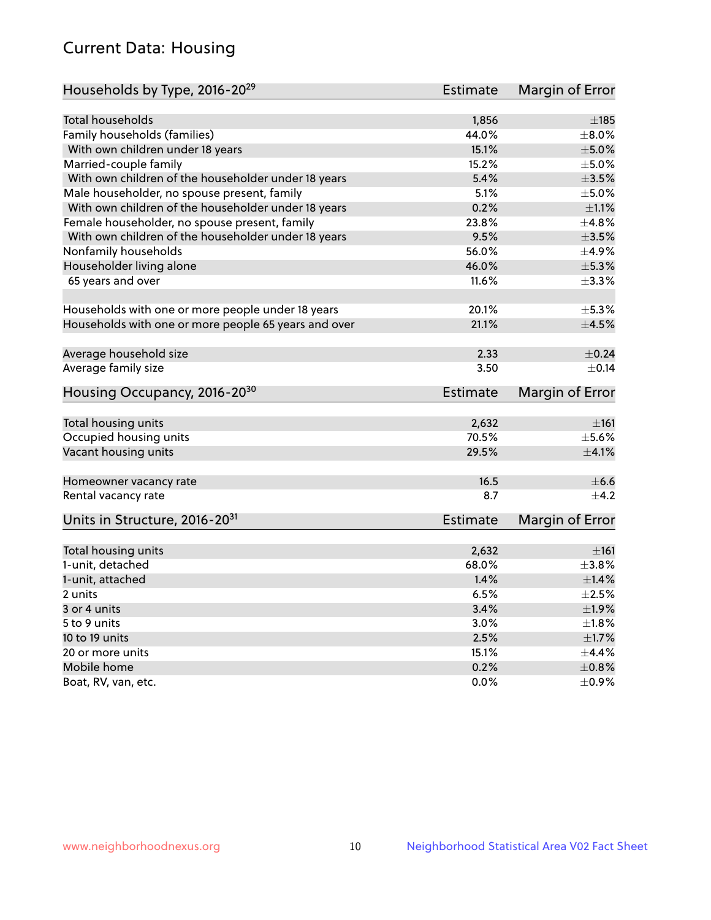## Current Data: Housing

| Households by Type, 2016-20[29] | Estimate | Margin of Error |
|---|---|---|
| Total households | 1,856 | ±185 |
| Family households (families) | 44.0% | ±8.0% |
| With own children under 18 years | 15.1% | ±5.0% |
| Married-couple family | 15.2% | ±5.0% |
| With own children of the householder under 18 years | 5.4% | ±3.5% |
| Male householder, no spouse present, family | 5.1% | ±5.0% |
| With own children of the householder under 18 years | 0.2% | ±1.1% |
| Female householder, no spouse present, family | 23.8% | ±4.8% |
| With own children of the householder under 18 years | 9.5% | ±3.5% |
| Nonfamily households | 56.0% | ±4.9% |
| Householder living alone | 46.0% | ±5.3% |
| 65 years and over | 11.6% | ±3.3% |
| Households with one or more people under 18 years | 20.1% | ±5.3% |
| Households with one or more people 65 years and over | 21.1% | ±4.5% |
| Average household size | 2.33 | ±0.24 |
| Average family size | 3.50 | ±0.14 |

| Housing Occupancy, 2016-20[30] | Estimate | Margin of Error |
|---|---|---|
| Total housing units | 2,632 | ±161 |
| Occupied housing units | 70.5% | ±5.6% |
| Vacant housing units | 29.5% | ±4.1% |
| Homeowner vacancy rate | 16.5 | ±6.6 |
| Rental vacancy rate | 8.7 | ±4.2 |

| Units in Structure, 2016-20[31] | Estimate | Margin of Error |
|---|---|---|
| Total housing units | 2,632 | ±161 |
| 1-unit, detached | 68.0% | ±3.8% |
| 1-unit, attached | 1.4% | ±1.4% |
| 2 units | 6.5% | ±2.5% |
| 3 or 4 units | 3.4% | ±1.9% |
| 5 to 9 units | 3.0% | ±1.8% |
| 10 to 19 units | 2.5% | ±1.7% |
| 20 or more units | 15.1% | ±4.4% |
| Mobile home | 0.2% | ±0.8% |
| Boat, RV, van, etc. | 0.0% | ±0.9% |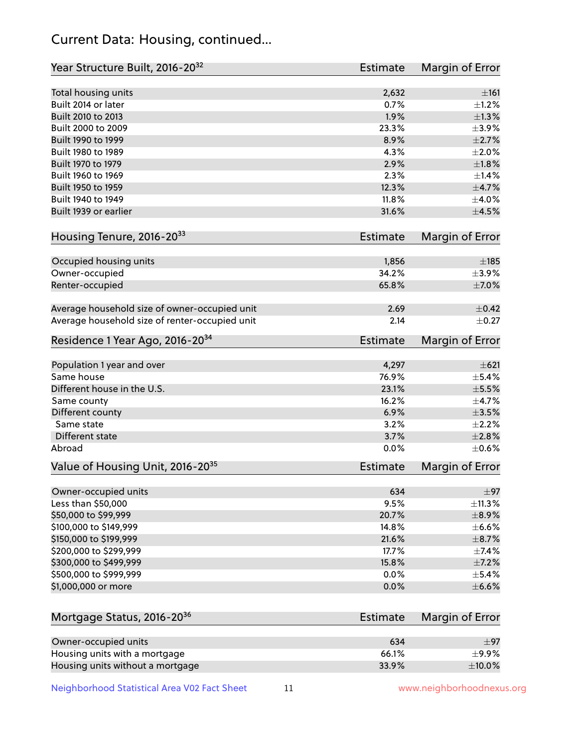## Current Data: Housing, continued...

| Year Structure Built, 2016-20[32] | Estimate | Margin of Error |
|---|---|---|
| Total housing units | 2,632 | ±161 |
| Built 2014 or later | 0.7% | ±1.2% |
| Built 2010 to 2013 | 1.9% | ±1.3% |
| Built 2000 to 2009 | 23.3% | ±3.9% |
| Built 1990 to 1999 | 8.9% | ±2.7% |
| Built 1980 to 1989 | 4.3% | ±2.0% |
| Built 1970 to 1979 | 2.9% | ±1.8% |
| Built 1960 to 1969 | 2.3% | ±1.4% |
| Built 1950 to 1959 | 12.3% | ±4.7% |
| Built 1940 to 1949 | 11.8% | ±4.0% |
| Built 1939 or earlier | 31.6% | ±4.5% |

| Housing Tenure, 2016-20[33] | Estimate | Margin of Error |
|---|---|---|
| Occupied housing units | 1,856 | ±185 |
| Owner-occupied | 34.2% | ±3.9% |
| Renter-occupied | 65.8% | ±7.0% |
| Average household size of owner-occupied unit | 2.69 | ±0.42 |
| Average household size of renter-occupied unit | 2.14 | ±0.27 |

| Residence 1 Year Ago, 2016-20[34] | Estimate | Margin of Error |
|---|---|---|
| Population 1 year and over | 4,297 | ±621 |
| Same house | 76.9% | ±5.4% |
| Different house in the U.S. | 23.1% | ±5.5% |
| Same county | 16.2% | ±4.7% |
| Different county | 6.9% | ±3.5% |
| Same state | 3.2% | ±2.2% |
| Different state | 3.7% | ±2.8% |
| Abroad | 0.0% | ±0.6% |

| Value of Housing Unit, 2016-20[35] | Estimate | Margin of Error |
|---|---|---|
| Owner-occupied units | 634 | ±97 |
| Less than $50,000 | 9.5% | ±11.3% |
| $50,000 to $99,999 | 20.7% | ±8.9% |
| $100,000 to $149,999 | 14.8% | ±6.6% |
| $150,000 to $199,999 | 21.6% | ±8.7% |
| $200,000 to $299,999 | 17.7% | ±7.4% |
| $300,000 to $499,999 | 15.8% | ±7.2% |
| $500,000 to $999,999 | 0.0% | ±5.4% |
| $1,000,000 or more | 0.0% | ±6.6% |

| Mortgage Status, 2016-20[36] | Estimate | Margin of Error |
|---|---|---|
| Owner-occupied units | 634 | ±97 |
| Housing units with a mortgage | 66.1% | ±9.9% |
| Housing units without a mortgage | 33.9% | ±10.0% |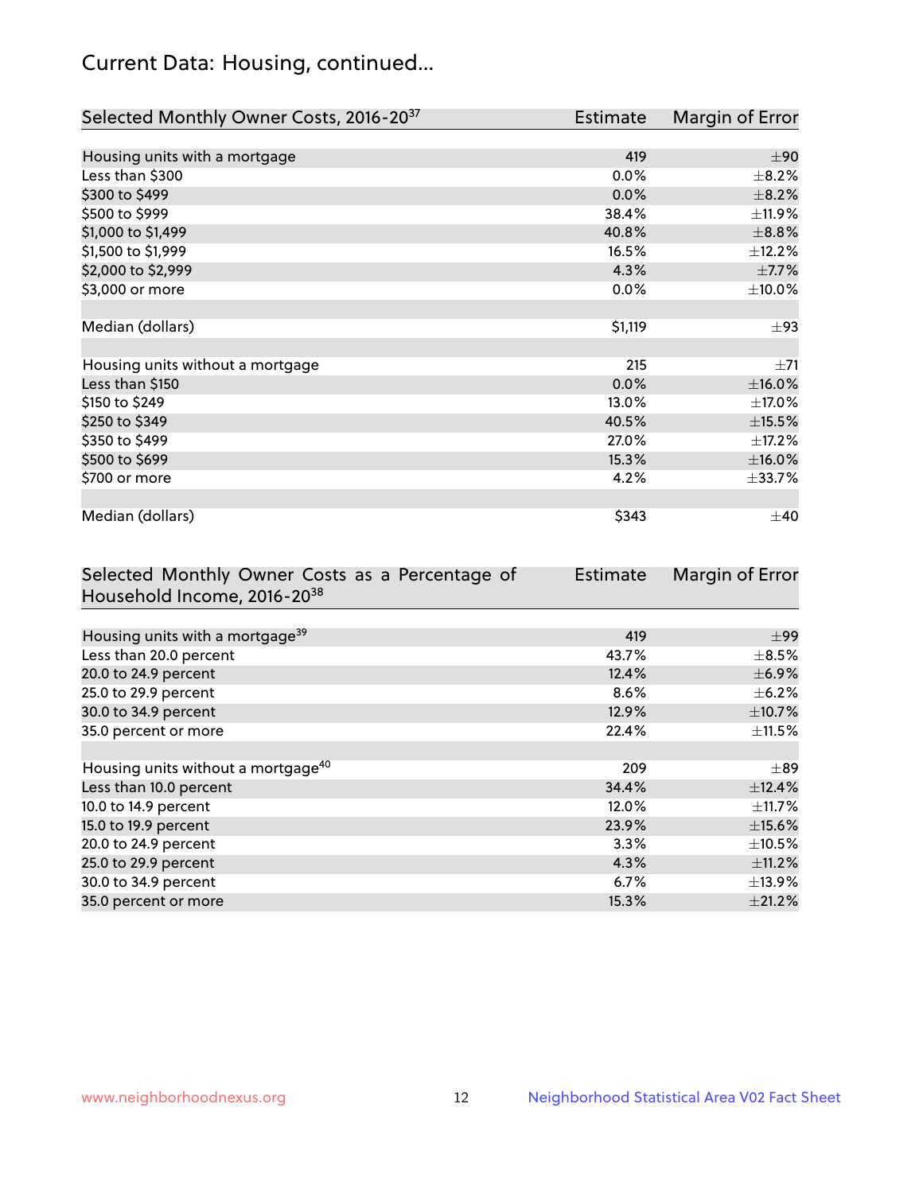## Current Data: Housing, continued...

| Selected Monthly Owner Costs, 2016-20[37] | Estimate | Margin of Error |
|---|---|---|
| Housing units with a mortgage | 419 | ±90 |
| Less than $300 | 0.0% | ±8.2% |
| $300 to $499 | 0.0% | ±8.2% |
| $500 to $999 | 38.4% | ±11.9% |
| $1,000 to $1,499 | 40.8% | ±8.8% |
| $1,500 to $1,999 | 16.5% | ±12.2% |
| $2,000 to $2,999 | 4.3% | ±7.7% |
| $3,000 or more | 0.0% | ±10.0% |
| | | |
| Median (dollars) | $1,119 | ±93 |
| | | |
| Housing units without a mortgage | 215 | ±71 |
| Less than $150 | 0.0% | ±16.0% |
| $150 to $249 | 13.0% | ±17.0% |
| $250 to $349 | 40.5% | ±15.5% |
| $350 to $499 | 27.0% | ±17.2% |
| $500 to $699 | 15.3% | ±16.0% |
| $700 or more | 4.2% | ±33.7% |
| | | |
| Median (dollars) | $343 | ±40 |

| Selected Monthly Owner Costs as a Percentage of Household Income, 2016-20[38] | Estimate | Margin of Error |
|---|---|---|
| Housing units with a mortgage[39] | 419 | ±99 |
| Less than 20.0 percent | 43.7% | ±8.5% |
| 20.0 to 24.9 percent | 12.4% | ±6.9% |
| 25.0 to 29.9 percent | 8.6% | ±6.2% |
| 30.0 to 34.9 percent | 12.9% | ±10.7% |
| 35.0 percent or more | 22.4% | ±11.5% |
| | | |
| Housing units without a mortgage[40] | 209 | ±89 |
| Less than 10.0 percent | 34.4% | ±12.4% |
| 10.0 to 14.9 percent | 12.0% | ±11.7% |
| 15.0 to 19.9 percent | 23.9% | ±15.6% |
| 20.0 to 24.9 percent | 3.3% | ±10.5% |
| 25.0 to 29.9 percent | 4.3% | ±11.2% |
| 30.0 to 34.9 percent | 6.7% | ±13.9% |
| 35.0 percent or more | 15.3% | ±21.2% |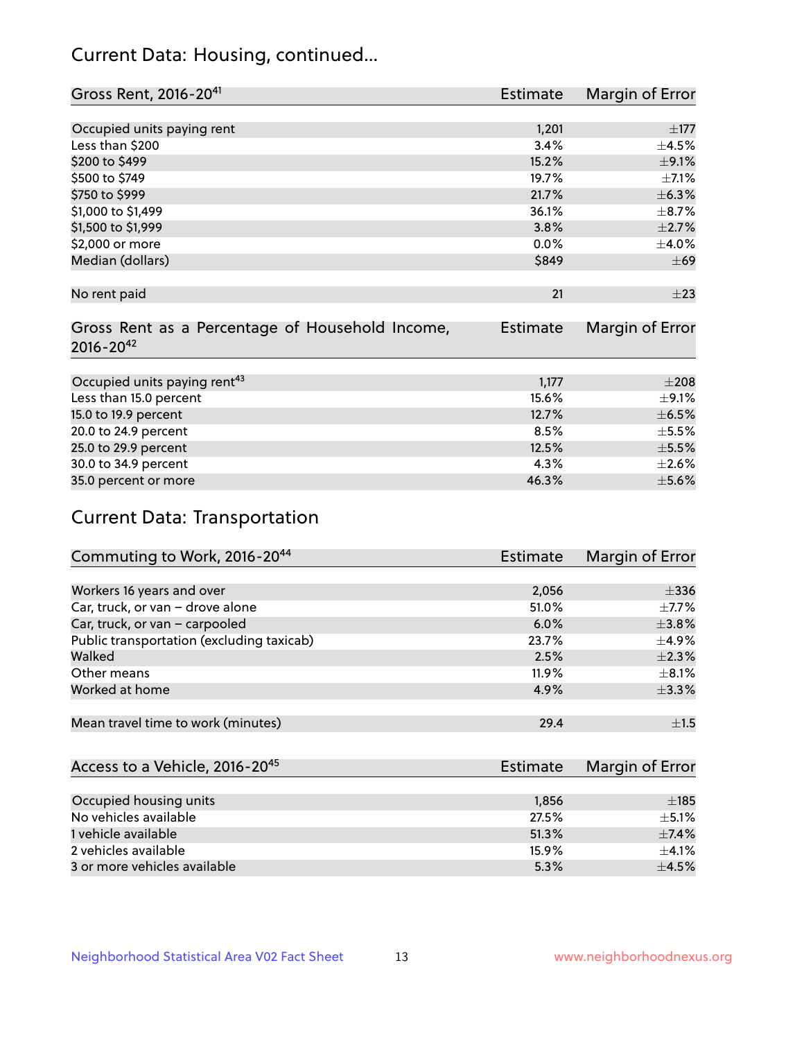## Current Data: Housing, continued...

| Gross Rent, 2016-20[41] | Estimate | Margin of Error |
|---|---|---|
| Occupied units paying rent | 1,201 | ±177 |
| Less than $200 | 3.4% | ±4.5% |
| $200 to $499 | 15.2% | ±9.1% |
| $500 to $749 | 19.7% | ±7.1% |
| $750 to $999 | 21.7% | ±6.3% |
| $1,000 to $1,499 | 36.1% | ±8.7% |
| $1,500 to $1,999 | 3.8% | ±2.7% |
| $2,000 or more | 0.0% | ±4.0% |
| Median (dollars) | $849 | ±69 |
| No rent paid | 21 | ±23 |

| Gross Rent as a Percentage of Household Income, 2016-20[42] | Estimate | Margin of Error |
|---|---|---|
| Occupied units paying rent[43] | 1,177 | ±208 |
| Less than 15.0 percent | 15.6% | ±9.1% |
| 15.0 to 19.9 percent | 12.7% | ±6.5% |
| 20.0 to 24.9 percent | 8.5% | ±5.5% |
| 25.0 to 29.9 percent | 12.5% | ±5.5% |
| 30.0 to 34.9 percent | 4.3% | ±2.6% |
| 35.0 percent or more | 46.3% | ±5.6% |

## Current Data: Transportation

| Commuting to Work, 2016-20[44] | Estimate | Margin of Error |
|---|---|---|
| Workers 16 years and over | 2,056 | ±336 |
| Car, truck, or van – drove alone | 51.0% | ±7.7% |
| Car, truck, or van – carpooled | 6.0% | ±3.8% |
| Public transportation (excluding taxicab) | 23.7% | ±4.9% |
| Walked | 2.5% | ±2.3% |
| Other means | 11.9% | ±8.1% |
| Worked at home | 4.9% | ±3.3% |
| Mean travel time to work (minutes) | 29.4 | ±1.5 |

| Access to a Vehicle, 2016-20[45] | Estimate | Margin of Error |
|---|---|---|
| Occupied housing units | 1,856 | ±185 |
| No vehicles available | 27.5% | ±5.1% |
| 1 vehicle available | 51.3% | ±7.4% |
| 2 vehicles available | 15.9% | ±4.1% |
| 3 or more vehicles available | 5.3% | ±4.5% |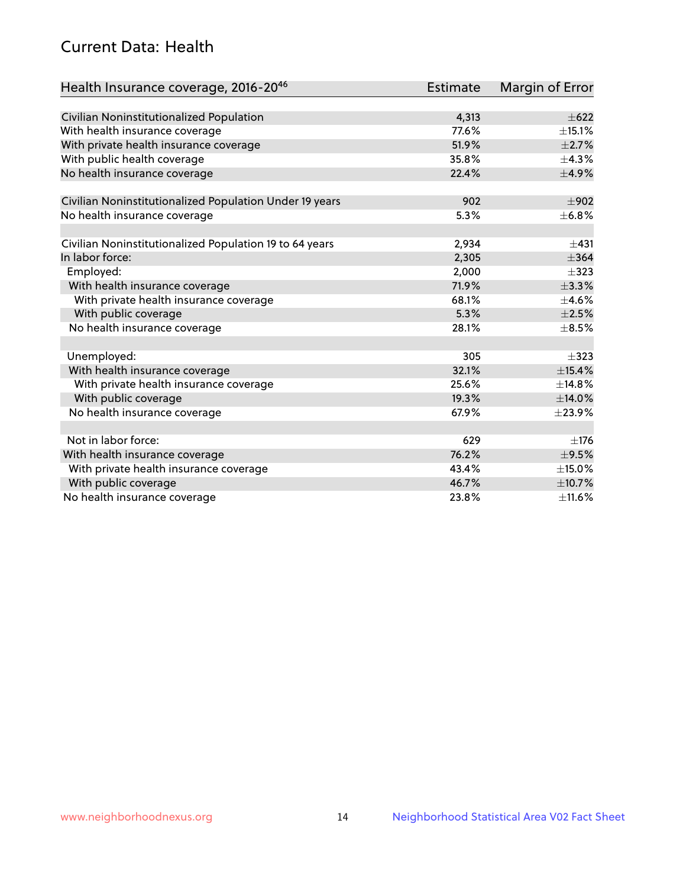## Current Data: Health

| Health Insurance coverage, 2016-20[46] | Estimate | Margin of Error |
|---|---|---|
| Civilian Noninstitutionalized Population | 4,313 | ±622 |
| With health insurance coverage | 77.6% | ±15.1% |
| With private health insurance coverage | 51.9% | ±2.7% |
| With public health coverage | 35.8% | ±4.3% |
| No health insurance coverage | 22.4% | ±4.9% |
| | | |
| Civilian Noninstitutionalized Population Under 19 years | 902 | ±902 |
| No health insurance coverage | 5.3% | ±6.8% |
| | | |
| Civilian Noninstitutionalized Population 19 to 64 years | 2,934 | ±431 |
| In labor force: | 2,305 | ±364 |
| Employed: | 2,000 | ±323 |
| With health insurance coverage | 71.9% | ±3.3% |
| With private health insurance coverage | 68.1% | ±4.6% |
| With public coverage | 5.3% | ±2.5% |
| No health insurance coverage | 28.1% | ±8.5% |
| | | |
| Unemployed: | 305 | ±323 |
| With health insurance coverage | 32.1% | ±15.4% |
| With private health insurance coverage | 25.6% | ±14.8% |
| With public coverage | 19.3% | ±14.0% |
| No health insurance coverage | 67.9% | ±23.9% |
| | | |
| Not in labor force: | 629 | ±176 |
| With health insurance coverage | 76.2% | ±9.5% |
| With private health insurance coverage | 43.4% | ±15.0% |
| With public coverage | 46.7% | ±10.7% |
| No health insurance coverage | 23.8% | ±11.6% |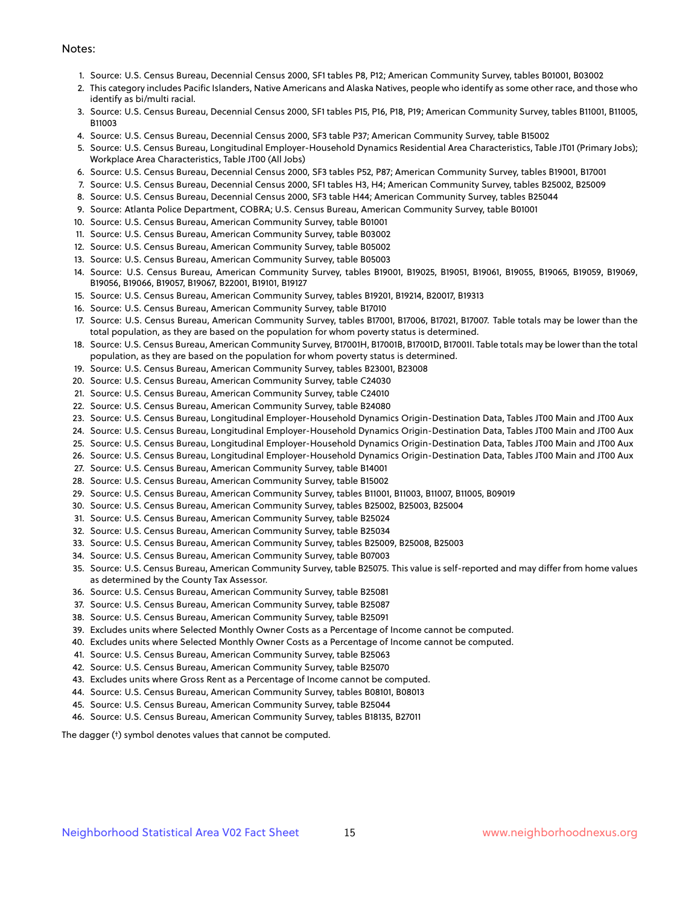Notes:

1. Source: U.S. Census Bureau, Decennial Census 2000, SF1 tables P8, P12; American Community Survey, tables B01001, B03002
2. This category includes Pacific Islanders, Native Americans and Alaska Natives, people who identify as some other race, and those who identify as bi/multi racial.
3. Source: U.S. Census Bureau, Decennial Census 2000, SF1 tables P15, P16, P18, P19; American Community Survey, tables B11001, B11005, B11003
4. Source: U.S. Census Bureau, Decennial Census 2000, SF3 table P37; American Community Survey, table B15002
5. Source: U.S. Census Bureau, Longitudinal Employer-Household Dynamics Residential Area Characteristics, Table JT01 (Primary Jobs); Workplace Area Characteristics, Table JT00 (All Jobs)
6. Source: U.S. Census Bureau, Decennial Census 2000, SF3 tables P52, P87; American Community Survey, tables B19001, B17001
7. Source: U.S. Census Bureau, Decennial Census 2000, SF1 tables H3, H4; American Community Survey, tables B25002, B25009
8. Source: U.S. Census Bureau, Decennial Census 2000, SF3 table H44; American Community Survey, tables B25044
9. Source: Atlanta Police Department, COBRA; U.S. Census Bureau, American Community Survey, table B01001
10. Source: U.S. Census Bureau, American Community Survey, table B01001
11. Source: U.S. Census Bureau, American Community Survey, table B03002
12. Source: U.S. Census Bureau, American Community Survey, table B05002
13. Source: U.S. Census Bureau, American Community Survey, table B05003
14. Source: U.S. Census Bureau, American Community Survey, tables B19001, B19025, B19051, B19061, B19055, B19065, B19059, B19069, B19056, B19066, B19057, B19067, B22001, B19101, B19127
15. Source: U.S. Census Bureau, American Community Survey, tables B19201, B19214, B20017, B19313
16. Source: U.S. Census Bureau, American Community Survey, table B17010
17. Source: U.S. Census Bureau, American Community Survey, tables B17001, B17006, B17021, B17007. Table totals may be lower than the total population, as they are based on the population for whom poverty status is determined.
18. Source: U.S. Census Bureau, American Community Survey, B17001H, B17001B, B17001D, B17001I. Table totals may be lower than the total population, as they are based on the population for whom poverty status is determined.
19. Source: U.S. Census Bureau, American Community Survey, tables B23001, B23008
20. Source: U.S. Census Bureau, American Community Survey, table C24030
21. Source: U.S. Census Bureau, American Community Survey, table C24010
22. Source: U.S. Census Bureau, American Community Survey, table B24080
23. Source: U.S. Census Bureau, Longitudinal Employer-Household Dynamics Origin-Destination Data, Tables JT00 Main and JT00 Aux
24. Source: U.S. Census Bureau, Longitudinal Employer-Household Dynamics Origin-Destination Data, Tables JT00 Main and JT00 Aux
25. Source: U.S. Census Bureau, Longitudinal Employer-Household Dynamics Origin-Destination Data, Tables JT00 Main and JT00 Aux
26. Source: U.S. Census Bureau, Longitudinal Employer-Household Dynamics Origin-Destination Data, Tables JT00 Main and JT00 Aux
27. Source: U.S. Census Bureau, American Community Survey, table B14001
28. Source: U.S. Census Bureau, American Community Survey, table B15002
29. Source: U.S. Census Bureau, American Community Survey, tables B11001, B11003, B11007, B11005, B09019
30. Source: U.S. Census Bureau, American Community Survey, tables B25002, B25003, B25004
31. Source: U.S. Census Bureau, American Community Survey, table B25024
32. Source: U.S. Census Bureau, American Community Survey, table B25034
33. Source: U.S. Census Bureau, American Community Survey, tables B25009, B25008, B25003
34. Source: U.S. Census Bureau, American Community Survey, table B07003
35. Source: U.S. Census Bureau, American Community Survey, table B25075. This value is self-reported and may differ from home values as determined by the County Tax Assessor.
36. Source: U.S. Census Bureau, American Community Survey, table B25081
37. Source: U.S. Census Bureau, American Community Survey, table B25087
38. Source: U.S. Census Bureau, American Community Survey, table B25091
39. Excludes units where Selected Monthly Owner Costs as a Percentage of Income cannot be computed.
40. Excludes units where Selected Monthly Owner Costs as a Percentage of Income cannot be computed.
41. Source: U.S. Census Bureau, American Community Survey, table B25063
42. Source: U.S. Census Bureau, American Community Survey, table B25070
43. Excludes units where Gross Rent as a Percentage of Income cannot be computed.
44. Source: U.S. Census Bureau, American Community Survey, tables B08101, B08013
45. Source: U.S. Census Bureau, American Community Survey, table B25044
46. Source: U.S. Census Bureau, American Community Survey, tables B18135, B27011

The dagger (†) symbol denotes values that cannot be computed.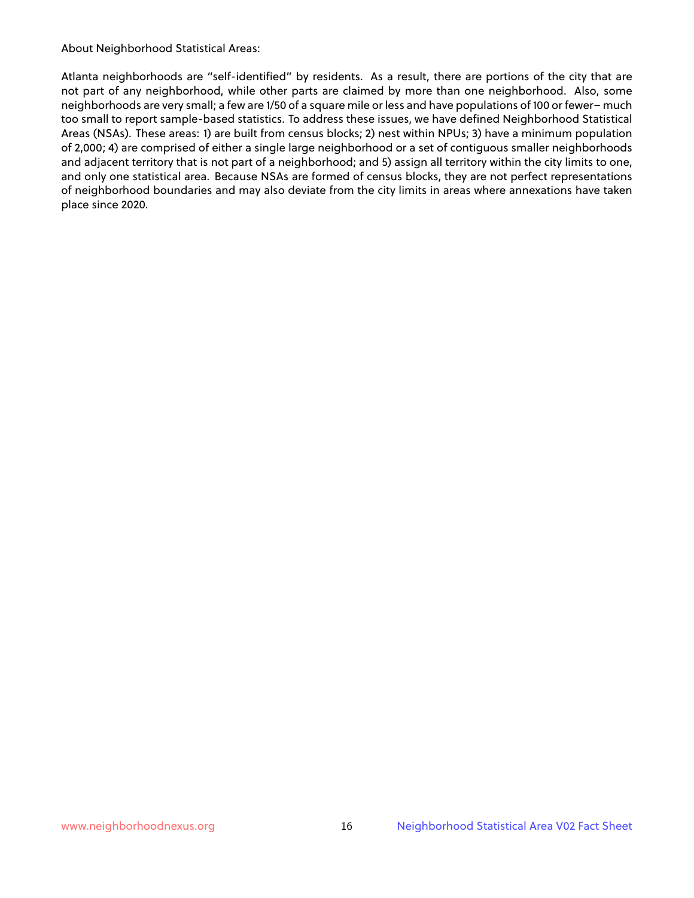About Neighborhood Statistical Areas:

Atlanta neighborhoods are "self-identified" by residents. As a result, there are portions of the city that are not part of any neighborhood, while other parts are claimed by more than one neighborhood. Also, some neighborhoods are very small; a few are 1/50 of a square mile or less and have populations of 100 or fewer– much too small to report sample-based statistics. To address these issues, we have defined Neighborhood Statistical Areas (NSAs). These areas: 1) are built from census blocks; 2) nest within NPUs; 3) have a minimum population of 2,000; 4) are comprised of either a single large neighborhood or a set of contiguous smaller neighborhoods and adjacent territory that is not part of a neighborhood; and 5) assign all territory within the city limits to one, and only one statistical area. Because NSAs are formed of census blocks, they are not perfect representations of neighborhood boundaries and may also deviate from the city limits in areas where annexations have taken place since 2020.